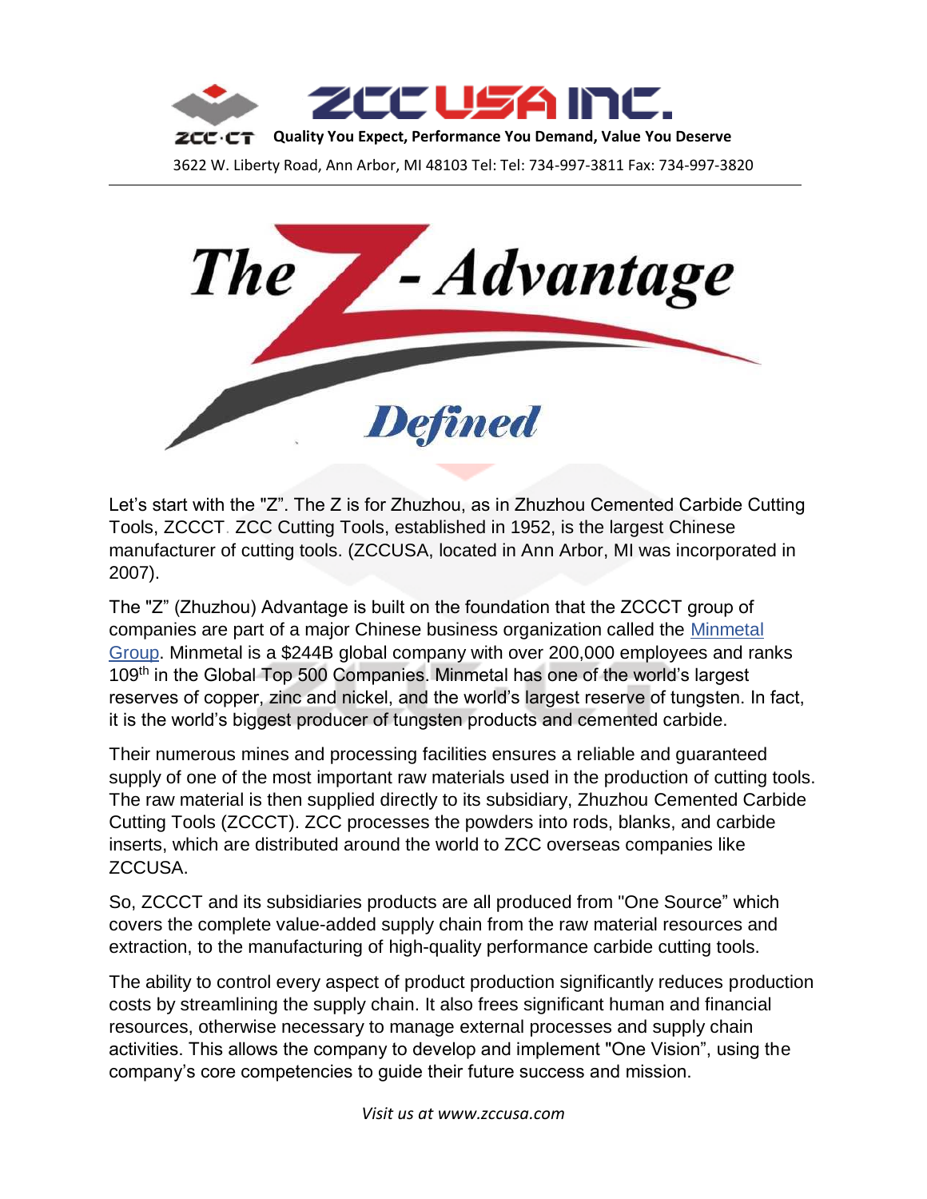# ZCC USA INC.

ZCC·CT **Quality You Expect, Performance You Demand, Value You Deserve**

3622 W. Liberty Road, Ann Arbor, MI 48103 Tel: 734-997-3811 Fax: 734-997-3820

---

# The Z - Advantage

## *Defined*

Let's start with the "Z". The Z is for Zhuzhou, as in Zhuzhou Cemented Carbide Cutting Tools, ZCCCT. ZCC Cutting Tools, established in 1952, is the largest Chinese manufacturer of cutting tools. (ZCCUSA, located in Ann Arbor, MI was incorporated in 2007).

The "Z" (Zhuzhou) Advantage is built on the foundation that the ZCCCT group of companies are part of a major Chinese business organization called the Minmetal Group. Minmetal is a $244B global company with over 200,000 employees and ranks 109th in the Global Top 500 Companies. Minmetal has one of the world's largest reserves of copper, zinc and nickel, and the world's largest reserve of tungsten. In fact, it is the world's biggest producer of tungsten products and cemented carbide.

Their numerous mines and processing facilities ensures a reliable and guaranteed supply of one of the most important raw materials used in the production of cutting tools. The raw material is then supplied directly to its subsidiary, Zhuzhou Cemented Carbide Cutting Tools (ZCCCT). ZCC processes the powders into rods, blanks, and carbide inserts, which are distributed around the world to ZCC overseas companies like ZCCUSA.

So, ZCCCT and its subsidiaries products are all produced from "One Source" which covers the complete value-added supply chain from the raw material resources and extraction, to the manufacturing of high-quality performance carbide cutting tools.

The ability to control every aspect of product production significantly reduces production costs by streamlining the supply chain. It also frees significant human and financial resources, otherwise necessary to manage external processes and supply chain activities. This allows the company to develop and implement "One Vision", using the company's core competencies to guide their future success and mission.

*Visit us at www.zccusa.com*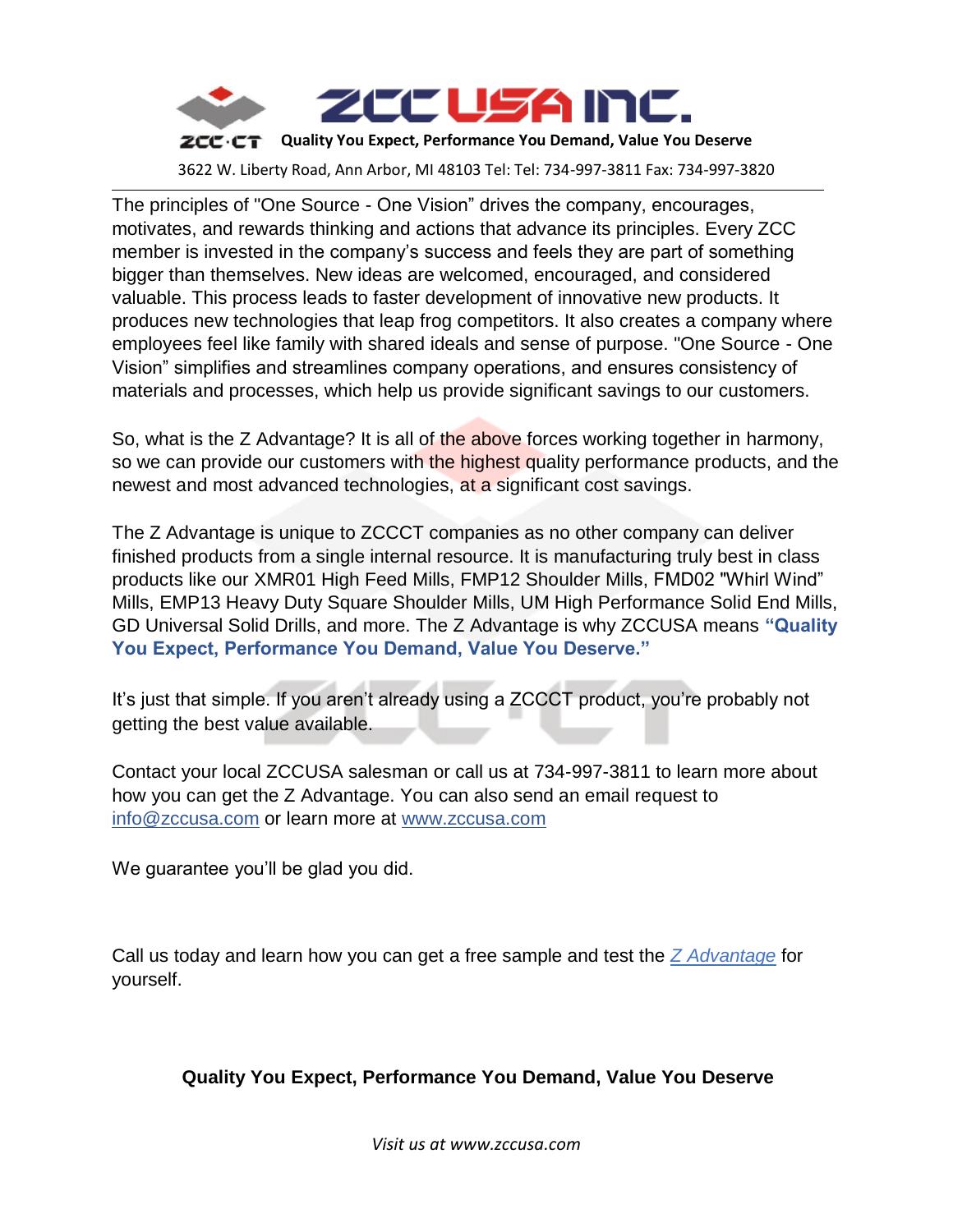The principles of "One Source - One Vision" drives the company, encourages, motivates, and rewards thinking and actions that advance its principles. Every ZCC member is invested in the company's success and feels they are part of something bigger than themselves. New ideas are welcomed, encouraged, and considered valuable. This process leads to faster development of innovative new products. It produces new technologies that leap frog competitors. It also creates a company where employees feel like family with shared ideals and sense of purpose. "One Source - One Vision" simplifies and streamlines company operations, and ensures consistency of materials and processes, which help us provide significant savings to our customers.

So, what is the Z Advantage? It is all of the above forces working together in harmony, so we can provide our customers with the highest quality performance products, and the newest and most advanced technologies, at a significant cost savings.

The Z Advantage is unique to ZCCCT companies as no other company can deliver finished products from a single internal resource. It is manufacturing truly best in class products like our XMR01 High Feed Mills, FMP12 Shoulder Mills, FMD02 "Whirl Wind" Mills, EMP13 Heavy Duty Square Shoulder Mills, UM High Performance Solid End Mills, GD Universal Solid Drills, and more. The Z Advantage is why ZCCUSA means **"Quality You Expect, Performance You Demand, Value You Deserve."**

It's just that simple. If you aren't already using a ZCCCT product, you're probably not getting the best value available.

Contact your local ZCCUSA salesman or call us at 734-997-3811 to learn more about how you can get the Z Advantage. You can also send an email request to info@zccusa.com or learn more at www.zccusa.com

We guarantee you'll be glad you did.

Call us today and learn how you can get a free sample and test the *Z Advantage* for yourself.

**Quality You Expect, Performance You Demand, Value You Deserve**

*Visit us at www.zccusa.com*